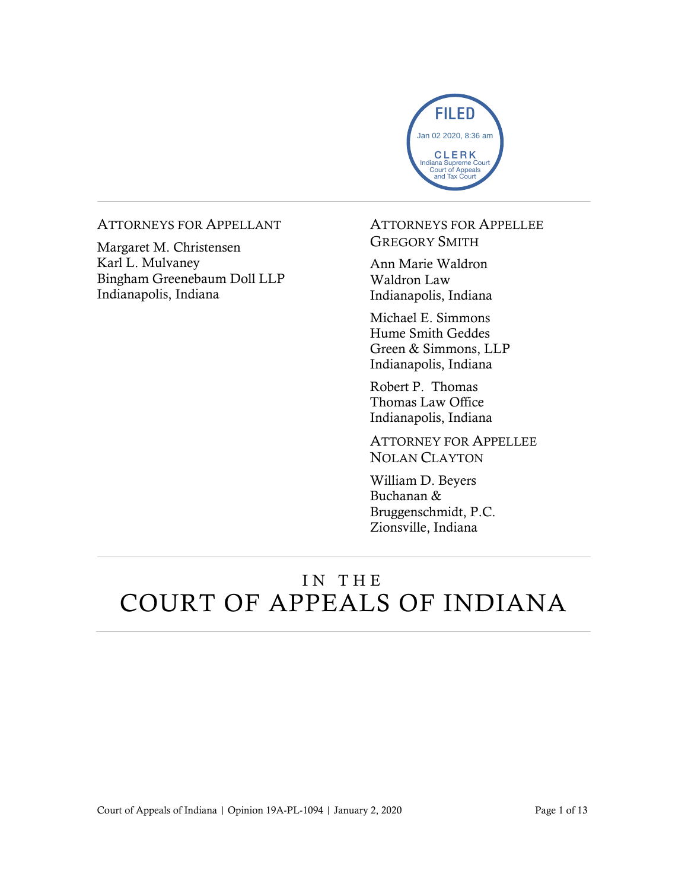FILED
Jan 02 2020, 8:36 am
CLERK
Indiana Supreme Court
Court of Appeals
and Tax Court

ATTORNEYS FOR APPELLANT

Margaret M. Christensen
Karl L. Mulvaney
Bingham Greenebaum Doll LLP
Indianapolis, Indiana

ATTORNEYS FOR APPELLEE GREGORY SMITH

Ann Marie Waldron
Waldron Law
Indianapolis, Indiana

Michael E. Simmons
Hume Smith Geddes
Green & Simmons, LLP
Indianapolis, Indiana

Robert P. Thomas
Thomas Law Office
Indianapolis, Indiana

ATTORNEY FOR APPELLEE NOLAN CLAYTON

William D. Beyers
Buchanan &
Bruggenschmidt, P.C.
Zionsville, Indiana

# IN THE COURT OF APPEALS OF INDIANA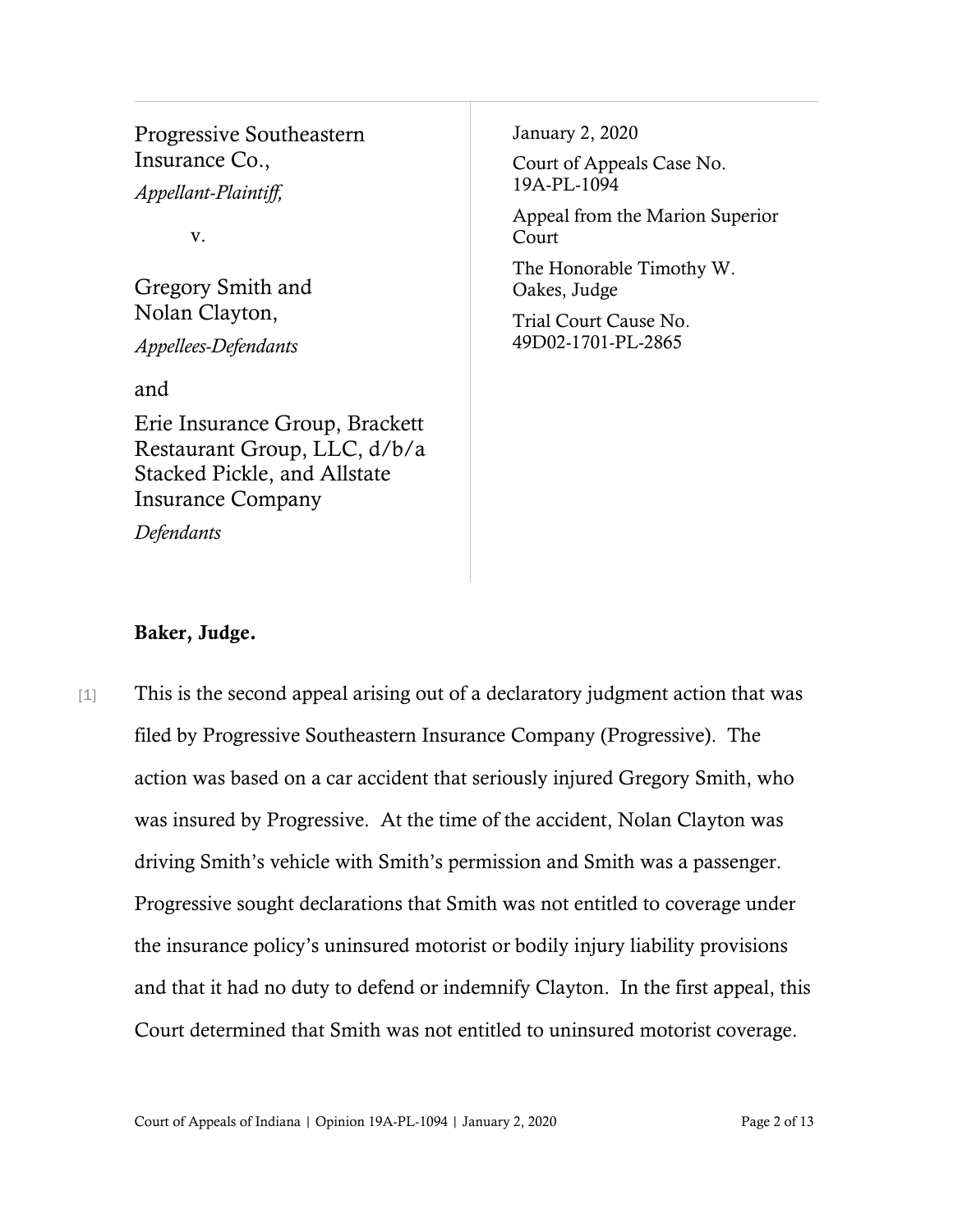Progressive Southeastern Insurance Co.,
*Appellant-Plaintiff,*

v.

Gregory Smith and Nolan Clayton,
*Appellees-Defendants*

and

Erie Insurance Group, Brackett Restaurant Group, LLC, d/b/a Stacked Pickle, and Allstate Insurance Company
*Defendants*

January 2, 2020

Court of Appeals Case No. 19A-PL-1094

Appeal from the Marion Superior Court

The Honorable Timothy W. Oakes, Judge

Trial Court Cause No. 49D02-1701-PL-2865

**Baker, Judge.**

[1] This is the second appeal arising out of a declaratory judgment action that was filed by Progressive Southeastern Insurance Company (Progressive). The action was based on a car accident that seriously injured Gregory Smith, who was insured by Progressive. At the time of the accident, Nolan Clayton was driving Smith's vehicle with Smith's permission and Smith was a passenger. Progressive sought declarations that Smith was not entitled to coverage under the insurance policy's uninsured motorist or bodily injury liability provisions and that it had no duty to defend or indemnify Clayton. In the first appeal, this Court determined that Smith was not entitled to uninsured motorist coverage.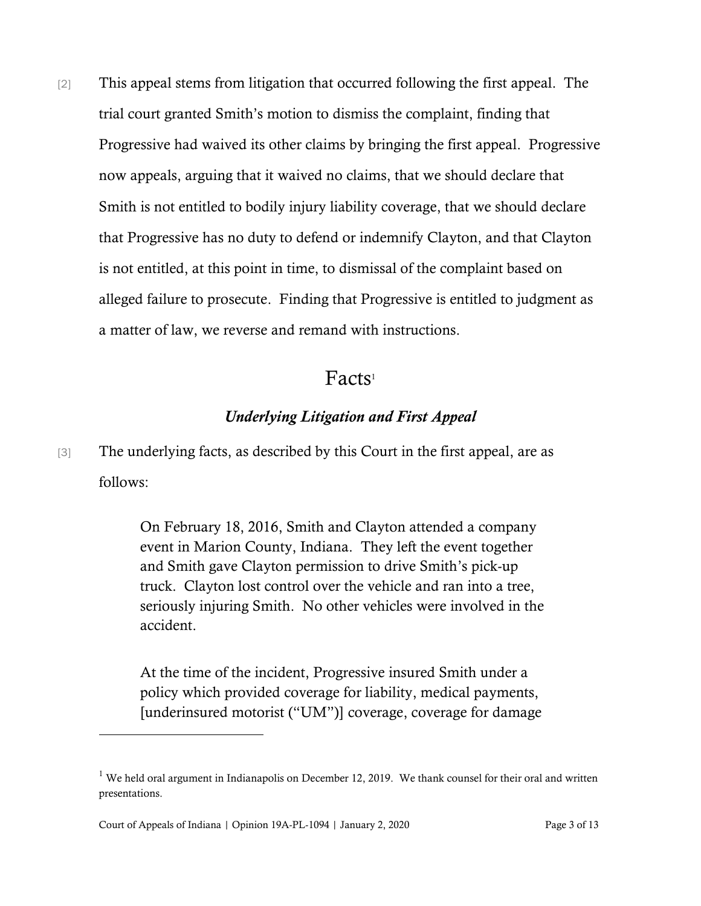[2] This appeal stems from litigation that occurred following the first appeal. The trial court granted Smith's motion to dismiss the complaint, finding that Progressive had waived its other claims by bringing the first appeal. Progressive now appeals, arguing that it waived no claims, that we should declare that Smith is not entitled to bodily injury liability coverage, that we should declare that Progressive has no duty to defend or indemnify Clayton, and that Clayton is not entitled, at this point in time, to dismissal of the complaint based on alleged failure to prosecute. Finding that Progressive is entitled to judgment as a matter of law, we reverse and remand with instructions.

# Facts[1]

### *Underlying Litigation and First Appeal*

[3] The underlying facts, as described by this Court in the first appeal, are as follows:

> On February 18, 2016, Smith and Clayton attended a company event in Marion County, Indiana. They left the event together and Smith gave Clayton permission to drive Smith's pick-up truck. Clayton lost control over the vehicle and ran into a tree, seriously injuring Smith. No other vehicles were involved in the accident.
>
> At the time of the incident, Progressive insured Smith under a policy which provided coverage for liability, medical payments, [underinsured motorist ("UM")] coverage, coverage for damage

[1] We held oral argument in Indianapolis on December 12, 2019. We thank counsel for their oral and written presentations.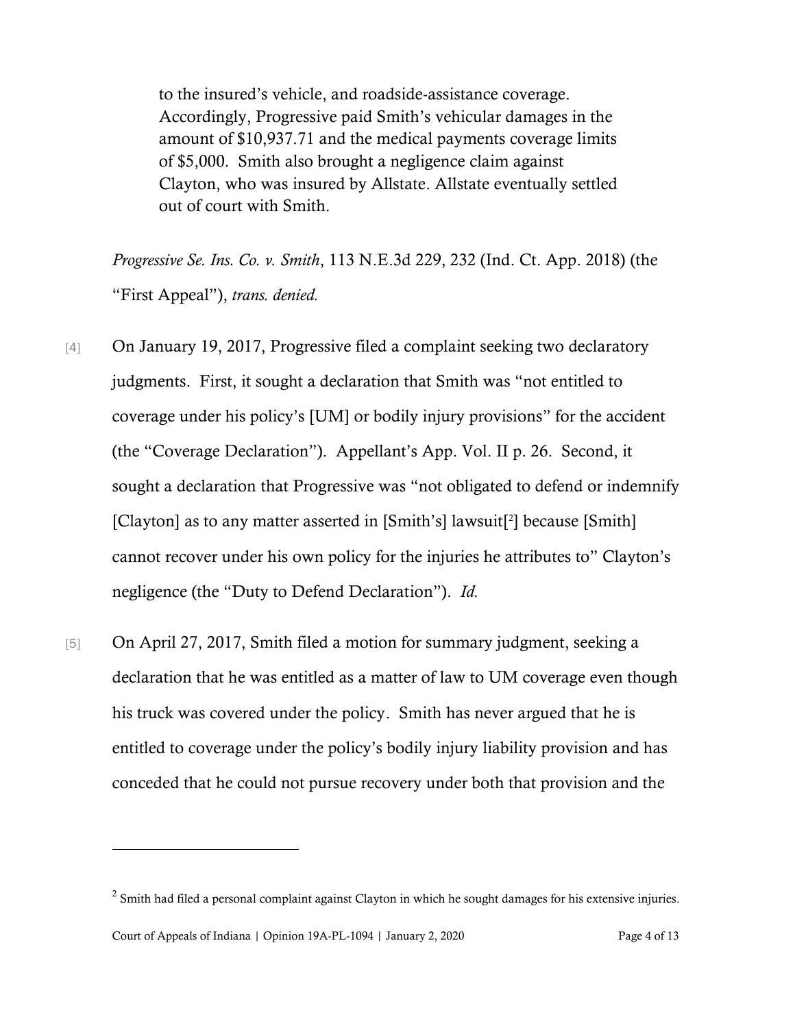> to the insured's vehicle, and roadside-assistance coverage. Accordingly, Progressive paid Smith's vehicular damages in the amount of $10,937.71 and the medical payments coverage limits of $5,000. Smith also brought a negligence claim against Clayton, who was insured by Allstate. Allstate eventually settled out of court with Smith.

*Progressive Se. Ins. Co. v. Smith*, 113 N.E.3d 229, 232 (Ind. Ct. App. 2018) (the "First Appeal"), *trans. denied.*

[4] On January 19, 2017, Progressive filed a complaint seeking two declaratory judgments. First, it sought a declaration that Smith was "not entitled to coverage under his policy's [UM] or bodily injury provisions" for the accident (the "Coverage Declaration"). Appellant's App. Vol. II p. 26. Second, it sought a declaration that Progressive was "not obligated to defend or indemnify [Clayton] as to any matter asserted in [Smith's] lawsuit[2] because [Smith] cannot recover under his own policy for the injuries he attributes to" Clayton's negligence (the "Duty to Defend Declaration"). *Id.*

[5] On April 27, 2017, Smith filed a motion for summary judgment, seeking a declaration that he was entitled as a matter of law to UM coverage even though his truck was covered under the policy. Smith has never argued that he is entitled to coverage under the policy's bodily injury liability provision and has conceded that he could not pursue recovery under both that provision and the

---

[2] Smith had filed a personal complaint against Clayton in which he sought damages for his extensive injuries.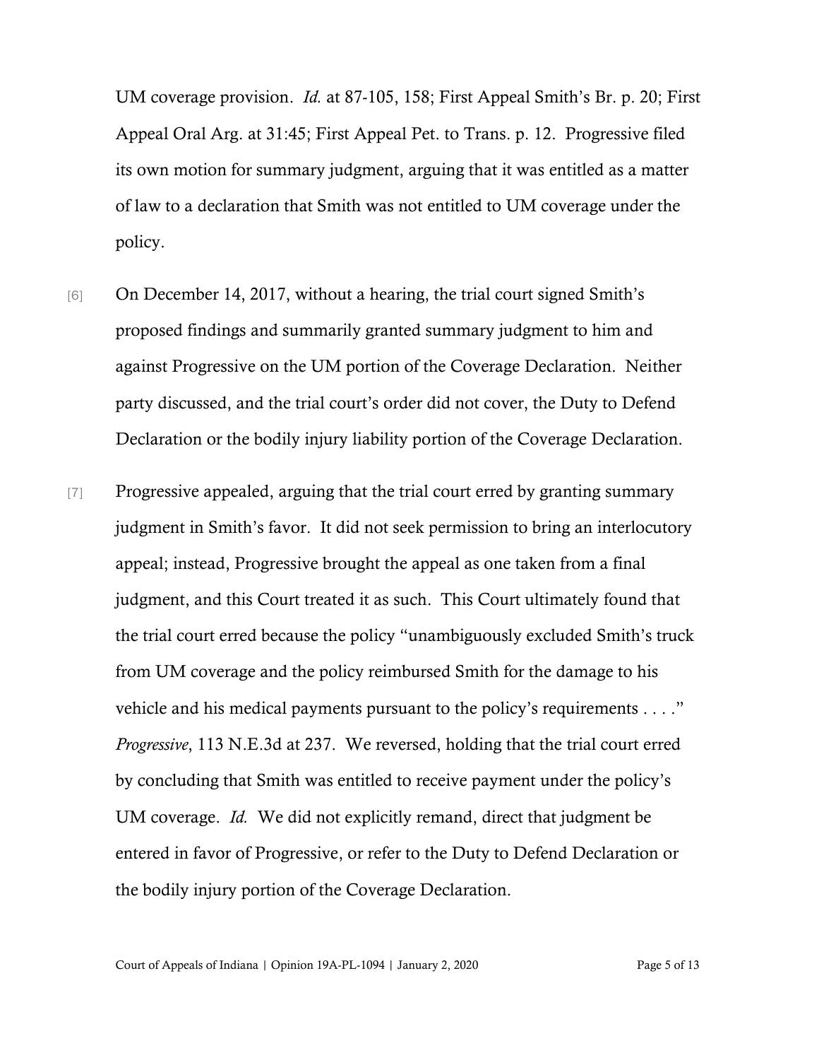UM coverage provision. *Id.* at 87-105, 158; First Appeal Smith's Br. p. 20; First Appeal Oral Arg. at 31:45; First Appeal Pet. to Trans. p. 12. Progressive filed its own motion for summary judgment, arguing that it was entitled as a matter of law to a declaration that Smith was not entitled to UM coverage under the policy.

[6] On December 14, 2017, without a hearing, the trial court signed Smith's proposed findings and summarily granted summary judgment to him and against Progressive on the UM portion of the Coverage Declaration. Neither party discussed, and the trial court's order did not cover, the Duty to Defend Declaration or the bodily injury liability portion of the Coverage Declaration.

[7] Progressive appealed, arguing that the trial court erred by granting summary judgment in Smith's favor. It did not seek permission to bring an interlocutory appeal; instead, Progressive brought the appeal as one taken from a final judgment, and this Court treated it as such. This Court ultimately found that the trial court erred because the policy "unambiguously excluded Smith's truck from UM coverage and the policy reimbursed Smith for the damage to his vehicle and his medical payments pursuant to the policy's requirements . . . ." *Progressive*, 113 N.E.3d at 237. We reversed, holding that the trial court erred by concluding that Smith was entitled to receive payment under the policy's UM coverage. *Id.* We did not explicitly remand, direct that judgment be entered in favor of Progressive, or refer to the Duty to Defend Declaration or the bodily injury portion of the Coverage Declaration.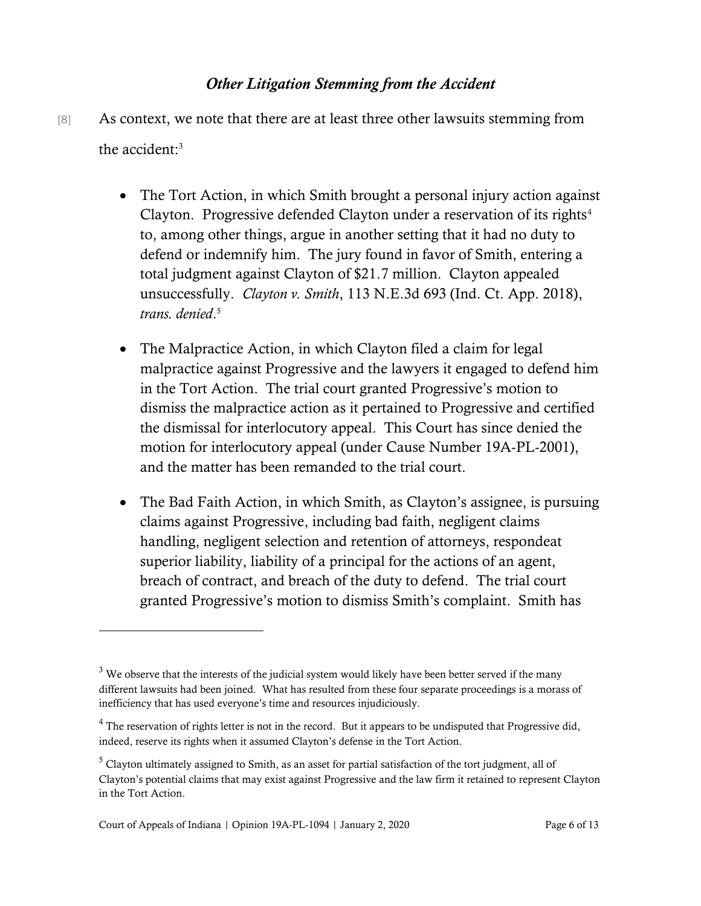### *Other Litigation Stemming from the Accident*

[8] As context, we note that there are at least three other lawsuits stemming from the accident:[3]

- The Tort Action, in which Smith brought a personal injury action against Clayton. Progressive defended Clayton under a reservation of its rights[4] to, among other things, argue in another setting that it had no duty to defend or indemnify him. The jury found in favor of Smith, entering a total judgment against Clayton of $21.7 million. Clayton appealed unsuccessfully. *Clayton v. Smith*, 113 N.E.3d 693 (Ind. Ct. App. 2018), *trans. denied*.[5]

- The Malpractice Action, in which Clayton filed a claim for legal malpractice against Progressive and the lawyers it engaged to defend him in the Tort Action. The trial court granted Progressive's motion to dismiss the malpractice action as it pertained to Progressive and certified the dismissal for interlocutory appeal. This Court has since denied the motion for interlocutory appeal (under Cause Number 19A-PL-2001), and the matter has been remanded to the trial court.

- The Bad Faith Action, in which Smith, as Clayton's assignee, is pursuing claims against Progressive, including bad faith, negligent claims handling, negligent selection and retention of attorneys, respondeat superior liability, liability of a principal for the actions of an agent, breach of contract, and breach of the duty to defend. The trial court granted Progressive's motion to dismiss Smith's complaint. Smith has

---

[3] We observe that the interests of the judicial system would likely have been better served if the many different lawsuits had been joined. What has resulted from these four separate proceedings is a morass of inefficiency that has used everyone's time and resources injudiciously.

[4] The reservation of rights letter is not in the record. But it appears to be undisputed that Progressive did, indeed, reserve its rights when it assumed Clayton's defense in the Tort Action.

[5] Clayton ultimately assigned to Smith, as an asset for partial satisfaction of the tort judgment, all of Clayton's potential claims that may exist against Progressive and the law firm it retained to represent Clayton in the Tort Action.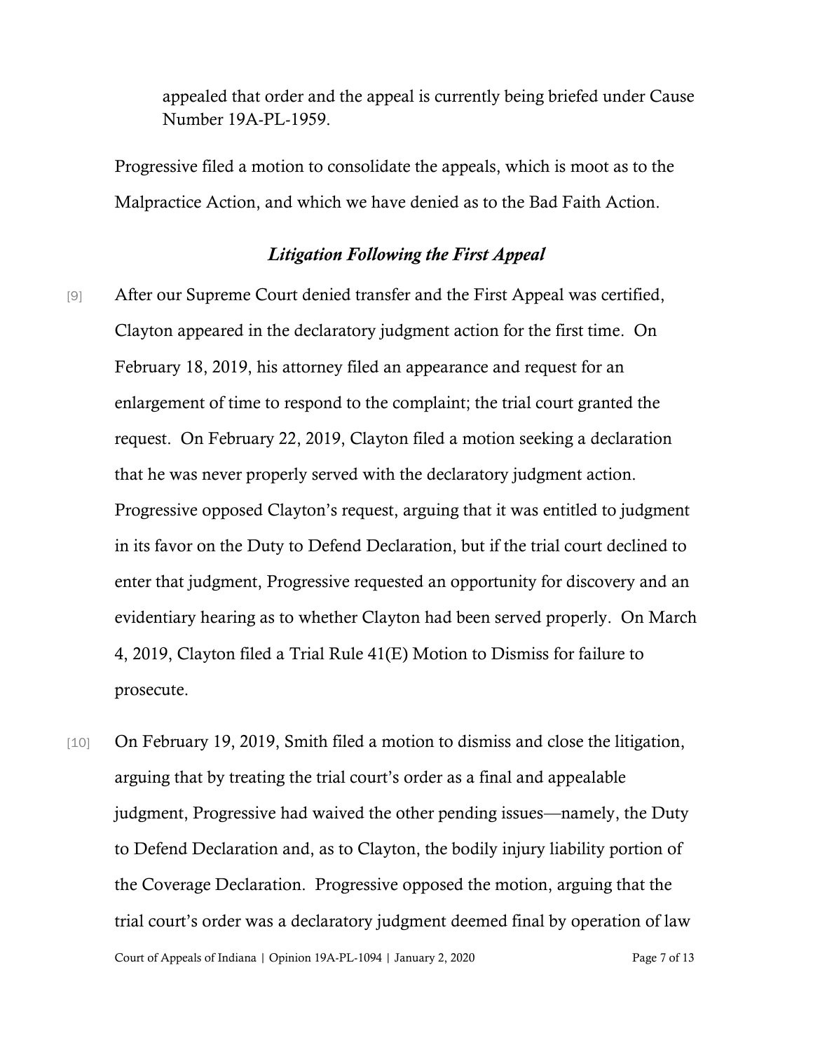appealed that order and the appeal is currently being briefed under Cause Number 19A-PL-1959.

Progressive filed a motion to consolidate the appeals, which is moot as to the Malpractice Action, and which we have denied as to the Bad Faith Action.

### *Litigation Following the First Appeal*

[9] After our Supreme Court denied transfer and the First Appeal was certified, Clayton appeared in the declaratory judgment action for the first time. On February 18, 2019, his attorney filed an appearance and request for an enlargement of time to respond to the complaint; the trial court granted the request. On February 22, 2019, Clayton filed a motion seeking a declaration that he was never properly served with the declaratory judgment action. Progressive opposed Clayton's request, arguing that it was entitled to judgment in its favor on the Duty to Defend Declaration, but if the trial court declined to enter that judgment, Progressive requested an opportunity for discovery and an evidentiary hearing as to whether Clayton had been served properly. On March 4, 2019, Clayton filed a Trial Rule 41(E) Motion to Dismiss for failure to prosecute.

[10] On February 19, 2019, Smith filed a motion to dismiss and close the litigation, arguing that by treating the trial court's order as a final and appealable judgment, Progressive had waived the other pending issues—namely, the Duty to Defend Declaration and, as to Clayton, the bodily injury liability portion of the Coverage Declaration. Progressive opposed the motion, arguing that the trial court's order was a declaratory judgment deemed final by operation of law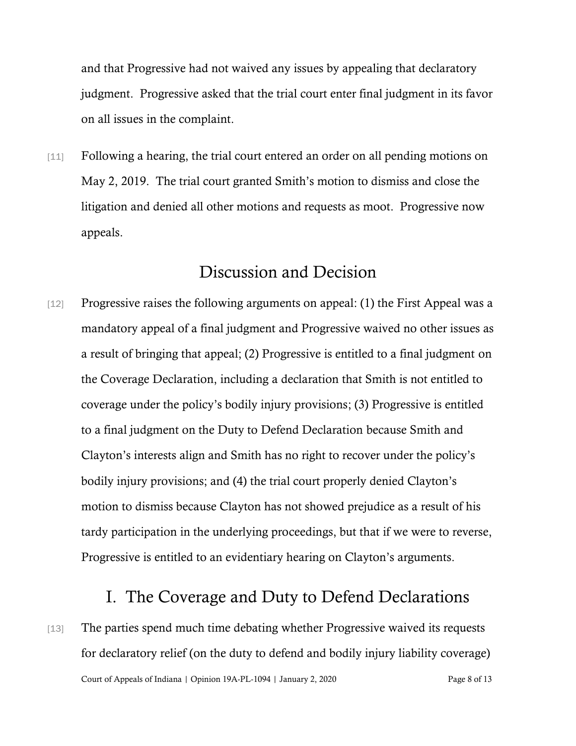and that Progressive had not waived any issues by appealing that declaratory judgment. Progressive asked that the trial court enter final judgment in its favor on all issues in the complaint.

[11] Following a hearing, the trial court entered an order on all pending motions on May 2, 2019. The trial court granted Smith's motion to dismiss and close the litigation and denied all other motions and requests as moot. Progressive now appeals.

## Discussion and Decision

[12] Progressive raises the following arguments on appeal: (1) the First Appeal was a mandatory appeal of a final judgment and Progressive waived no other issues as a result of bringing that appeal; (2) Progressive is entitled to a final judgment on the Coverage Declaration, including a declaration that Smith is not entitled to coverage under the policy's bodily injury provisions; (3) Progressive is entitled to a final judgment on the Duty to Defend Declaration because Smith and Clayton's interests align and Smith has no right to recover under the policy's bodily injury provisions; and (4) the trial court properly denied Clayton's motion to dismiss because Clayton has not showed prejudice as a result of his tardy participation in the underlying proceedings, but that if we were to reverse, Progressive is entitled to an evidentiary hearing on Clayton's arguments.

## I. The Coverage and Duty to Defend Declarations

[13] The parties spend much time debating whether Progressive waived its requests for declaratory relief (on the duty to defend and bodily injury liability coverage)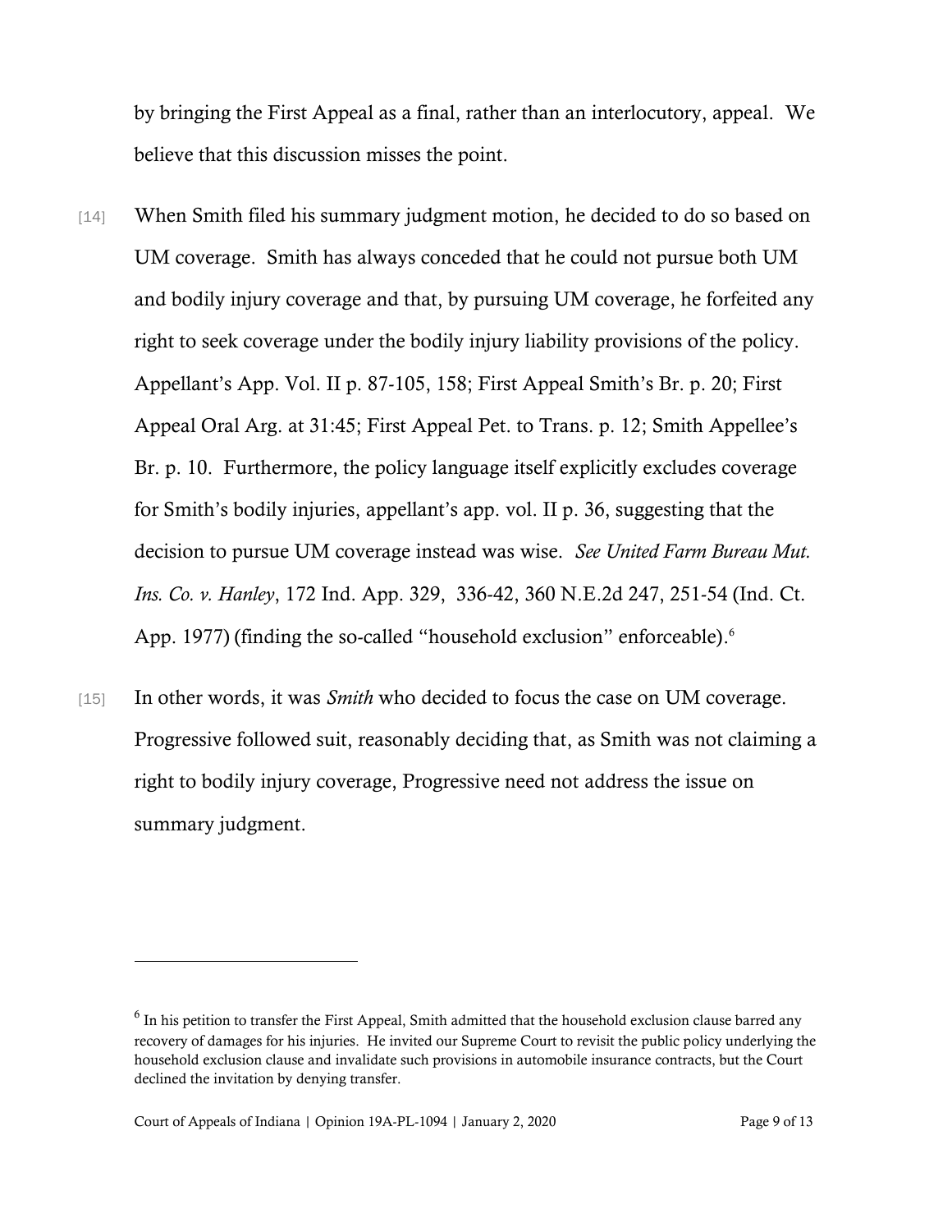by bringing the First Appeal as a final, rather than an interlocutory, appeal. We believe that this discussion misses the point.

[14] When Smith filed his summary judgment motion, he decided to do so based on UM coverage. Smith has always conceded that he could not pursue both UM and bodily injury coverage and that, by pursuing UM coverage, he forfeited any right to seek coverage under the bodily injury liability provisions of the policy. Appellant's App. Vol. II p. 87-105, 158; First Appeal Smith's Br. p. 20; First Appeal Oral Arg. at 31:45; First Appeal Pet. to Trans. p. 12; Smith Appellee's Br. p. 10. Furthermore, the policy language itself explicitly excludes coverage for Smith's bodily injuries, appellant's app. vol. II p. 36, suggesting that the decision to pursue UM coverage instead was wise. *See United Farm Bureau Mut. Ins. Co. v. Hanley*, 172 Ind. App. 329, 336-42, 360 N.E.2d 247, 251-54 (Ind. Ct. App. 1977) (finding the so-called "household exclusion" enforceable).[6]

[15] In other words, it was *Smith* who decided to focus the case on UM coverage. Progressive followed suit, reasonably deciding that, as Smith was not claiming a right to bodily injury coverage, Progressive need not address the issue on summary judgment.

---

[6] In his petition to transfer the First Appeal, Smith admitted that the household exclusion clause barred any recovery of damages for his injuries. He invited our Supreme Court to revisit the public policy underlying the household exclusion clause and invalidate such provisions in automobile insurance contracts, but the Court declined the invitation by denying transfer.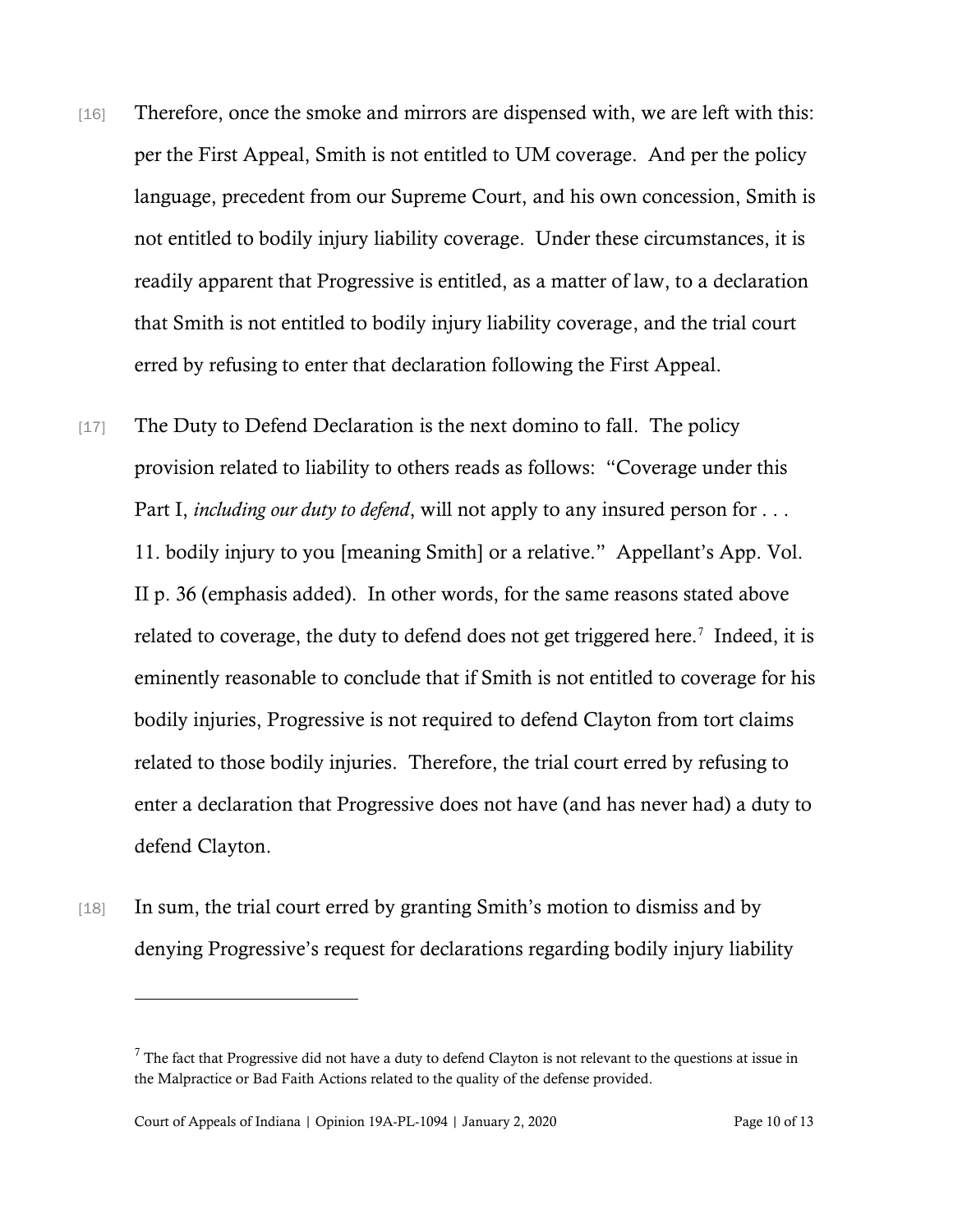[16] Therefore, once the smoke and mirrors are dispensed with, we are left with this: per the First Appeal, Smith is not entitled to UM coverage. And per the policy language, precedent from our Supreme Court, and his own concession, Smith is not entitled to bodily injury liability coverage. Under these circumstances, it is readily apparent that Progressive is entitled, as a matter of law, to a declaration that Smith is not entitled to bodily injury liability coverage, and the trial court erred by refusing to enter that declaration following the First Appeal.

[17] The Duty to Defend Declaration is the next domino to fall. The policy provision related to liability to others reads as follows: "Coverage under this Part I, *including our duty to defend*, will not apply to any insured person for . . . 11. bodily injury to you [meaning Smith] or a relative." Appellant's App. Vol. II p. 36 (emphasis added). In other words, for the same reasons stated above related to coverage, the duty to defend does not get triggered here.[7] Indeed, it is eminently reasonable to conclude that if Smith is not entitled to coverage for his bodily injuries, Progressive is not required to defend Clayton from tort claims related to those bodily injuries. Therefore, the trial court erred by refusing to enter a declaration that Progressive does not have (and has never had) a duty to defend Clayton.

[18] In sum, the trial court erred by granting Smith's motion to dismiss and by denying Progressive's request for declarations regarding bodily injury liability

---

[7] The fact that Progressive did not have a duty to defend Clayton is not relevant to the questions at issue in the Malpractice or Bad Faith Actions related to the quality of the defense provided.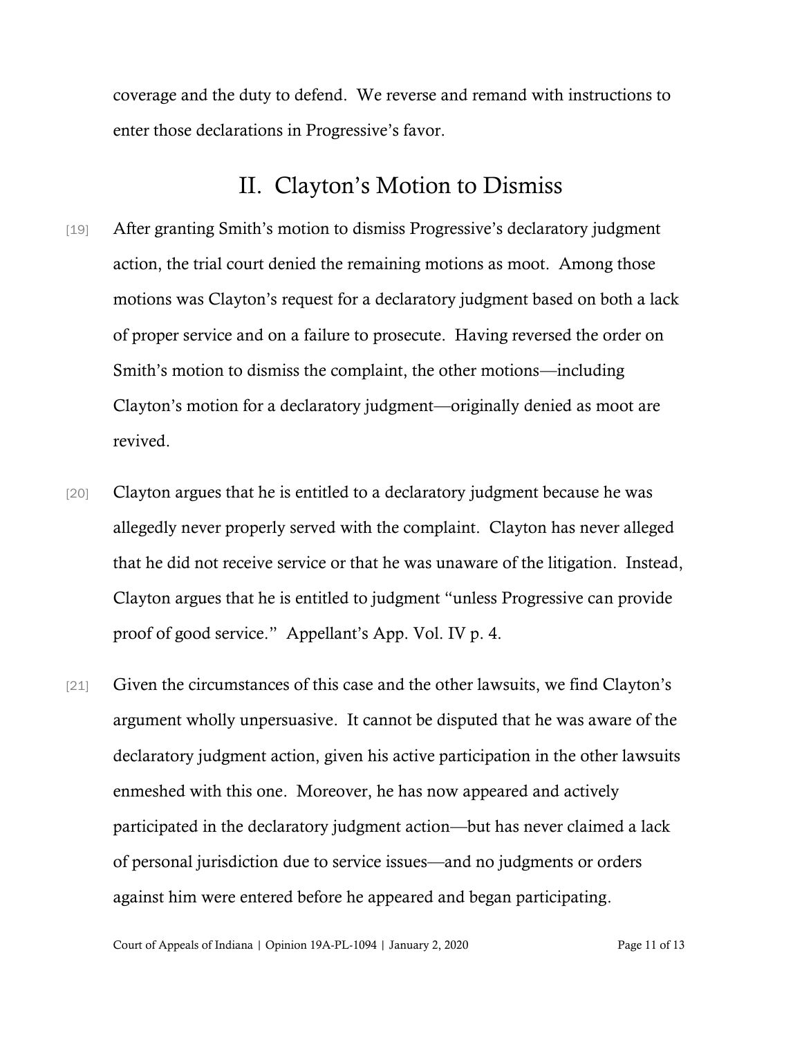coverage and the duty to defend. We reverse and remand with instructions to enter those declarations in Progressive's favor.

## II. Clayton's Motion to Dismiss

[19] After granting Smith's motion to dismiss Progressive's declaratory judgment action, the trial court denied the remaining motions as moot. Among those motions was Clayton's request for a declaratory judgment based on both a lack of proper service and on a failure to prosecute. Having reversed the order on Smith's motion to dismiss the complaint, the other motions—including Clayton's motion for a declaratory judgment—originally denied as moot are revived.

[20] Clayton argues that he is entitled to a declaratory judgment because he was allegedly never properly served with the complaint. Clayton has never alleged that he did not receive service or that he was unaware of the litigation. Instead, Clayton argues that he is entitled to judgment "unless Progressive can provide proof of good service." Appellant's App. Vol. IV p. 4.

[21] Given the circumstances of this case and the other lawsuits, we find Clayton's argument wholly unpersuasive. It cannot be disputed that he was aware of the declaratory judgment action, given his active participation in the other lawsuits enmeshed with this one. Moreover, he has now appeared and actively participated in the declaratory judgment action—but has never claimed a lack of personal jurisdiction due to service issues—and no judgments or orders against him were entered before he appeared and began participating.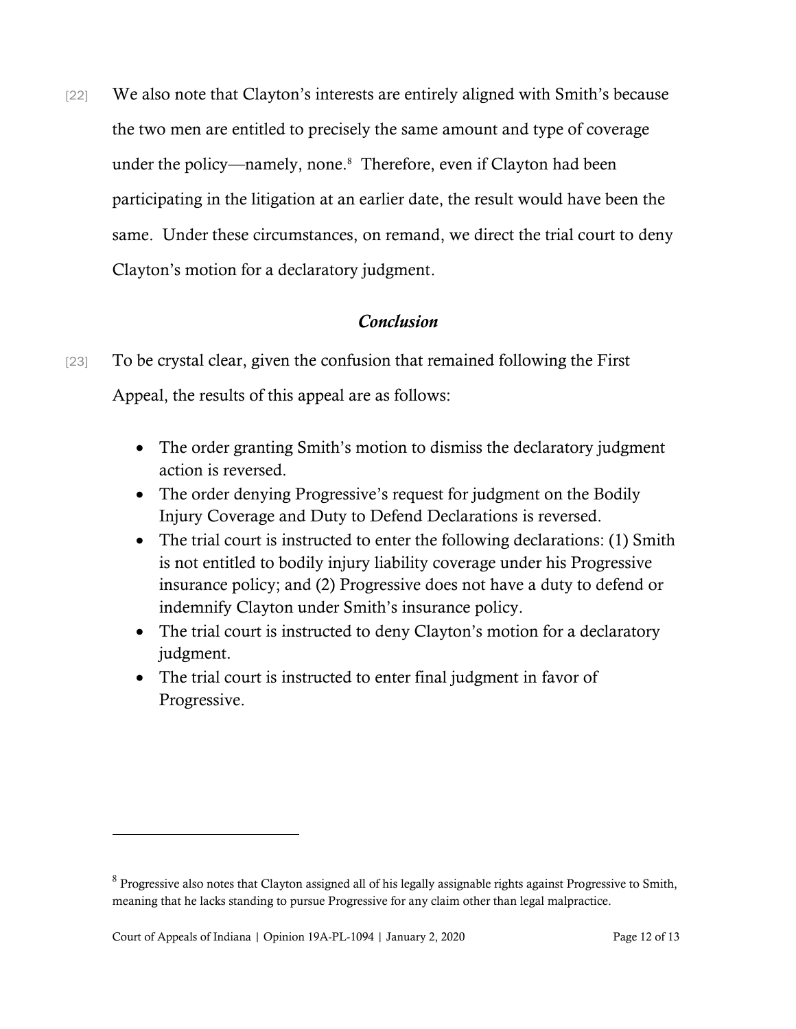[22] We also note that Clayton's interests are entirely aligned with Smith's because the two men are entitled to precisely the same amount and type of coverage under the policy—namely, none.[8] Therefore, even if Clayton had been participating in the litigation at an earlier date, the result would have been the same. Under these circumstances, on remand, we direct the trial court to deny Clayton's motion for a declaratory judgment.

## *Conclusion*

[23] To be crystal clear, given the confusion that remained following the First Appeal, the results of this appeal are as follows:

- The order granting Smith's motion to dismiss the declaratory judgment action is reversed.
- The order denying Progressive's request for judgment on the Bodily Injury Coverage and Duty to Defend Declarations is reversed.
- The trial court is instructed to enter the following declarations: (1) Smith is not entitled to bodily injury liability coverage under his Progressive insurance policy; and (2) Progressive does not have a duty to defend or indemnify Clayton under Smith's insurance policy.
- The trial court is instructed to deny Clayton's motion for a declaratory judgment.
- The trial court is instructed to enter final judgment in favor of Progressive.

---

[8] Progressive also notes that Clayton assigned all of his legally assignable rights against Progressive to Smith, meaning that he lacks standing to pursue Progressive for any claim other than legal malpractice.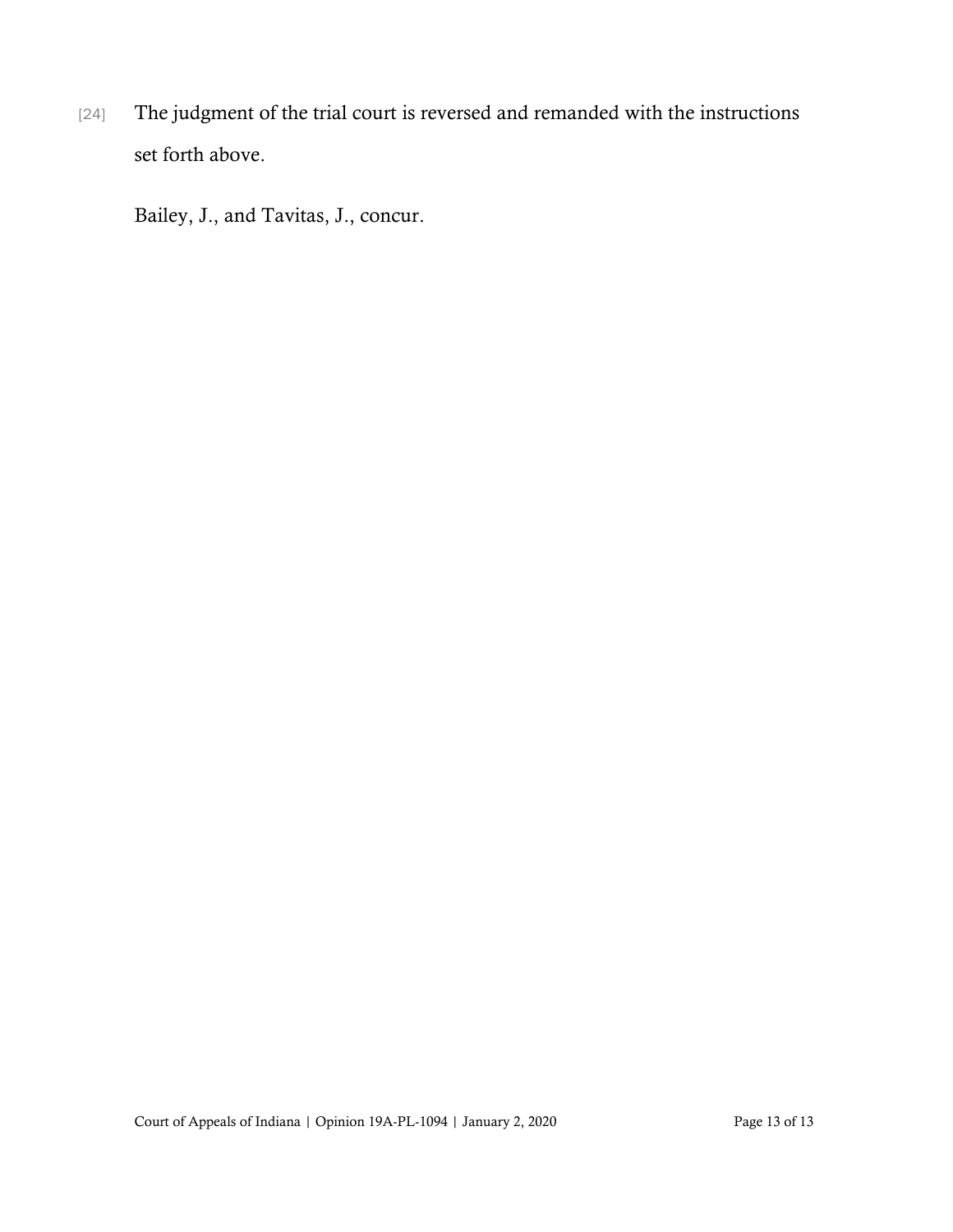[24] The judgment of the trial court is reversed and remanded with the instructions set forth above.

Bailey, J., and Tavitas, J., concur.